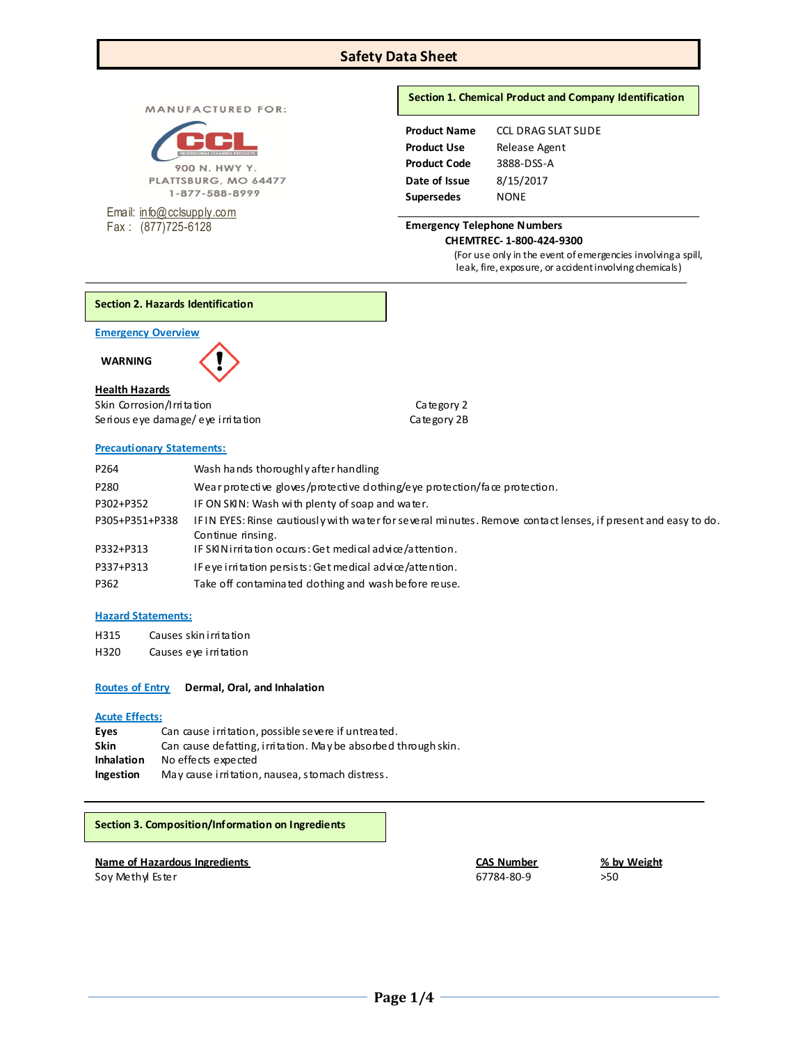# Safety Data Sheet

MANUFACTURED FOR:

CCL PROFESSIONAL CLEANING PRODUCTS

900 N. HWY Y.
PLATTSBURG, MO 64477
1-877-588-8999

Email: info@cclsupply.com
Fax : (877)725-6128

## Section 1. Chemical Product and Company Identification

| | |
|---|---|
| **Product Name** | CCL DRAG SLAT SLIDE |
| **Product Use** | Release Agent |
| **Product Code** | 3888-DSS-A |
| **Date of Issue** | 8/15/2017 |
| **Supersedes** | NONE |

**Emergency Telephone Numbers**

**CHEMTREC- 1-800-424-9300**

(For use only in the event of emergencies involving a spill, leak, fire, exposure, or accident involving chemicals)

## Section 2. Hazards Identification

### Emergency Overview

**WARNING**

**Health Hazards**

| | |
|---|---|
| Skin Corrosion/Irritation | Category 2 |
| Serious eye damage/ eye irritation | Category 2B |

### Precautionary Statements:

| | |
|---|---|
| P264 | Wash hands thoroughly after handling |
| P280 | Wear protective gloves/protective clothing/eye protection/face protection. |
| P302+P352 | IF ON SKIN: Wash with plenty of soap and water. |
| P305+P351+P338 | IF IN EYES: Rinse cautiously with water for several minutes. Remove contact lenses, if present and easy to do. Continue rinsing. |
| P332+P313 | IF SKIN irritation occurs: Get medical advice/attention. |
| P337+P313 | IF eye irritation persists: Get medical advice/attention. |
| P362 | Take off contaminated clothing and wash before reuse. |

### Hazard Statements:

| | |
|---|---|
| H315 | Causes skin irritation |
| H320 | Causes eye irritation |

### Routes of Entry

**Dermal, Oral, and Inhalation**

### Acute Effects:

| | |
|---|---|
| **Eyes** | Can cause irritation, possible severe if untreated. |
| **Skin** | Can cause defatting, irritation. May be absorbed through skin. |
| **Inhalation** | No effects expected |
| **Ingestion** | May cause irritation, nausea, stomach distress. |

## Section 3. Composition/Information on Ingredients

| Name of Hazardous Ingredients | CAS Number | % by Weight |
|---|---|---|
| Soy Methyl Ester | 67784-80-9 | >50 |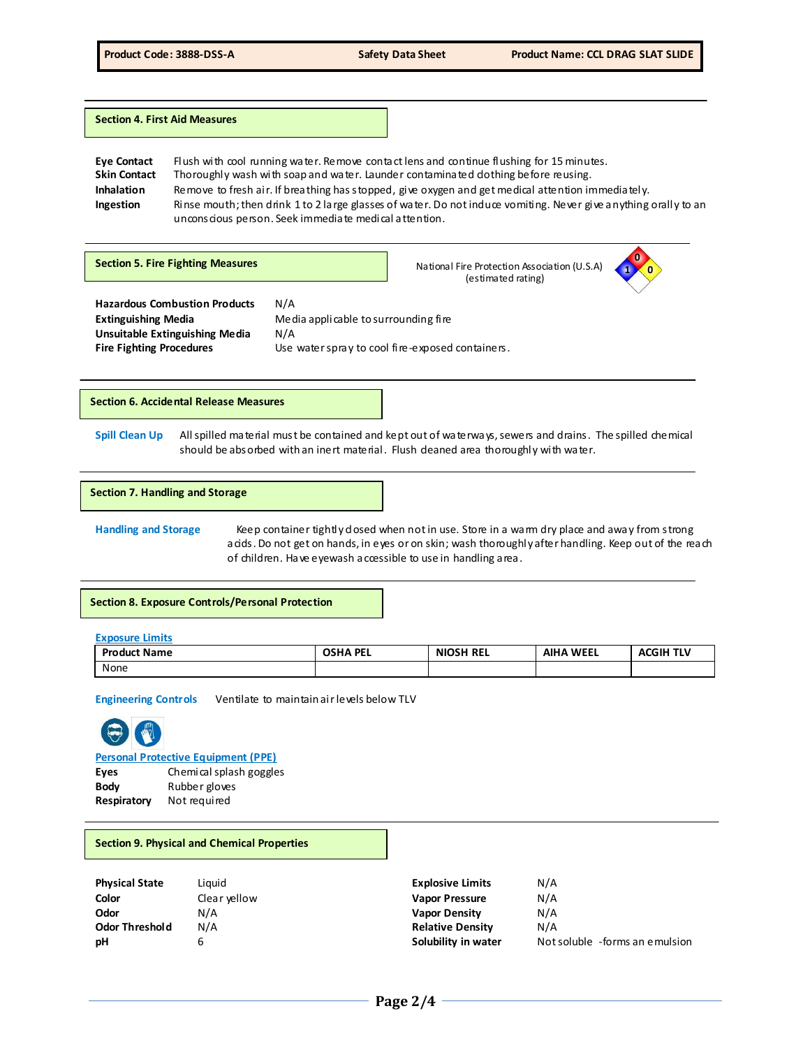## Section 4. First Aid Measures

**Eye Contact** Flush with cool running water. Remove contact lens and continue flushing for 15 minutes.
**Skin Contact** Thoroughly wash with soap and water. Launder contaminated clothing before reusing.
**Inhalation** Remove to fresh air. If breathing has stopped, give oxygen and get medical attention immediately.
**Ingestion** Rinse mouth; then drink 1 to 2 large glasses of water. Do not induce vomiting. Never give anything orally to an unconscious person. Seek immediate medical attention.

## Section 5. Fire Fighting Measures

National Fire Protection Association (U.S.A) (estimated rating)

0
1 0

**Hazardous Combustion Products** N/A
**Extinguishing Media** Media applicable to surrounding fire
**Unsuitable Extinguishing Media** N/A
**Fire Fighting Procedures** Use water spray to cool fire-exposed containers.

## Section 6. Accidental Release Measures

**Spill Clean Up** All spilled material must be contained and kept out of waterways, sewers and drains. The spilled chemical should be absorbed with an inert material. Flush cleaned area thoroughly with water.

## Section 7. Handling and Storage

**Handling and Storage** Keep container tightly closed when not in use. Store in a warm dry place and away from strong acids. Do not get on hands, in eyes or on skin; wash thoroughly after handling. Keep out of the reach of children. Have eyewash accessible to use in handling area.

## Section 8. Exposure Controls/Personal Protection

**Exposure Limits**

| Product Name | OSHA PEL | NIOSH REL | AIHA WEEL | ACGIH TLV |
|---|---|---|---|---|
| None | | | | |

**Engineering Controls** Ventilate to maintain air levels below TLV

**Personal Protective Equipment (PPE)**

**Eyes** Chemical splash goggles
**Body** Rubber gloves
**Respiratory** Not required

## Section 9. Physical and Chemical Properties

**Physical State** Liquid
**Color** Clear yellow
**Odor** N/A
**Odor Threshold** N/A
**pH** 6

**Explosive Limits** N/A
**Vapor Pressure** N/A
**Vapor Density** N/A
**Relative Density** N/A
**Solubility in water** Not soluble -forms an emulsion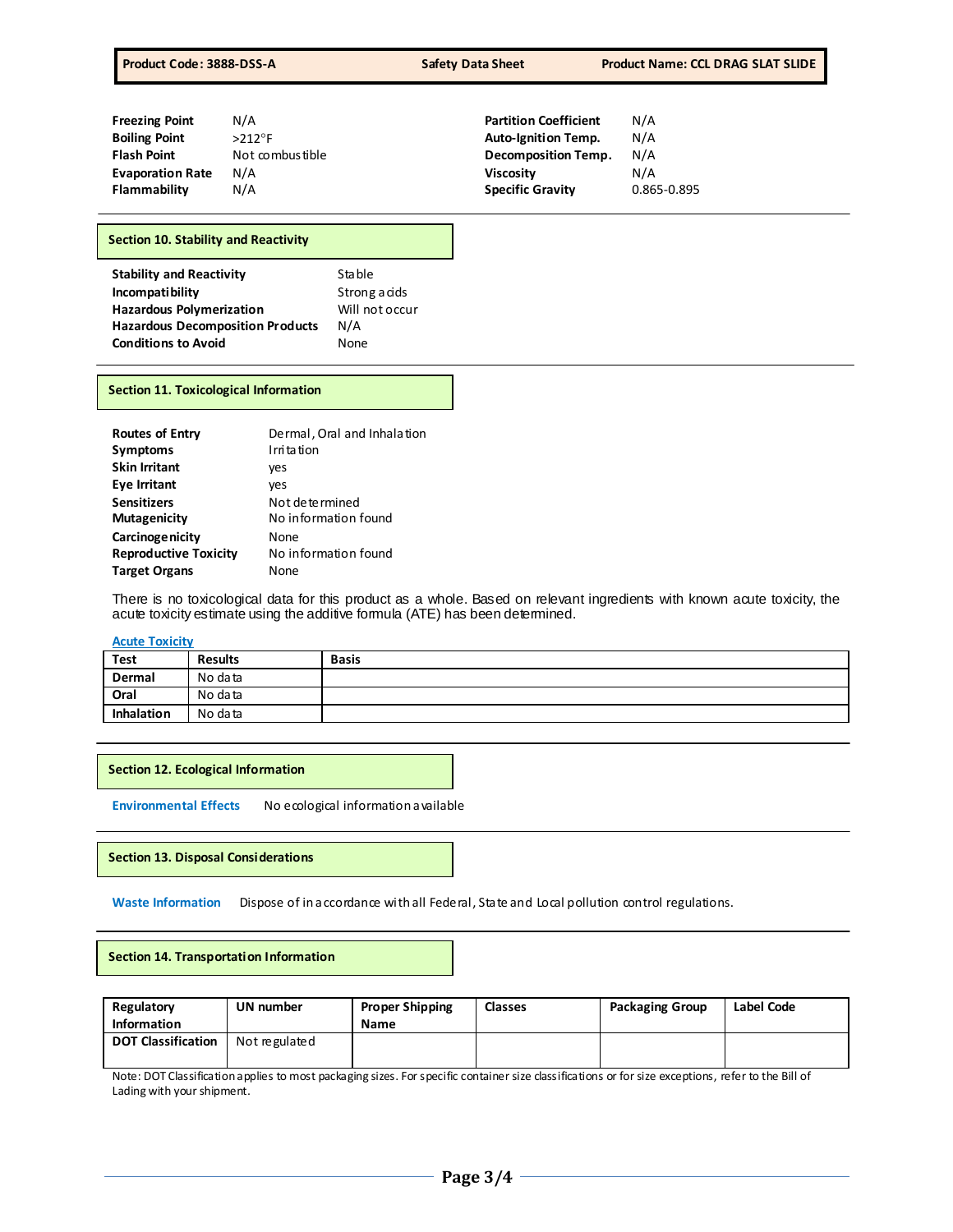| | | | |
|---|---|---|---|
| **Freezing Point** | N/A | **Partition Coefficient** | N/A |
| **Boiling Point** | >212°F | **Auto-Ignition Temp.** | N/A |
| **Flash Point** | Not combustible | **Decomposition Temp.** | N/A |
| **Evaporation Rate** | N/A | **Viscosity** | N/A |
| **Flammability** | N/A | **Specific Gravity** | 0.865-0.895 |

## Section 10. Stability and Reactivity

| | |
|---|---|
| **Stability and Reactivity** | Stable |
| **Incompatibility** | Strong acids |
| **Hazardous Polymerization** | Will not occur |
| **Hazardous Decomposition Products** | N/A |
| **Conditions to Avoid** | None |

## Section 11. Toxicological Information

| | |
|---|---|
| **Routes of Entry** | Dermal, Oral and Inhalation |
| **Symptoms** | Irritation |
| **Skin Irritant** | yes |
| **Eye Irritant** | yes |
| **Sensitizers** | Not determined |
| **Mutagenicity** | No information found |
| **Carcinogenicity** | None |
| **Reproductive Toxicity** | No information found |
| **Target Organs** | None |

There is no toxicological data for this product as a whole. Based on relevant ingredients with known acute toxicity, the acute toxicity estimate using the additive formula (ATE) has been determined.

**Acute Toxicity**

| Test | Results | Basis |
|---|---|---|
| **Dermal** | No data | |
| **Oral** | No data | |
| **Inhalation** | No data | |

## Section 12. Ecological Information

**Environmental Effects** No ecological information available

## Section 13. Disposal Considerations

**Waste Information** Dispose of in accordance with all Federal, State and Local pollution control regulations.

## Section 14. Transportation Information

| Regulatory Information | UN number | Proper Shipping Name | Classes | Packaging Group | Label Code |
|---|---|---|---|---|---|
| **DOT Classification** | Not regulated | | | | |

Note: DOT Classification applies to most packaging sizes. For specific container size classifications or for size exceptions, refer to the Bill of Lading with your shipment.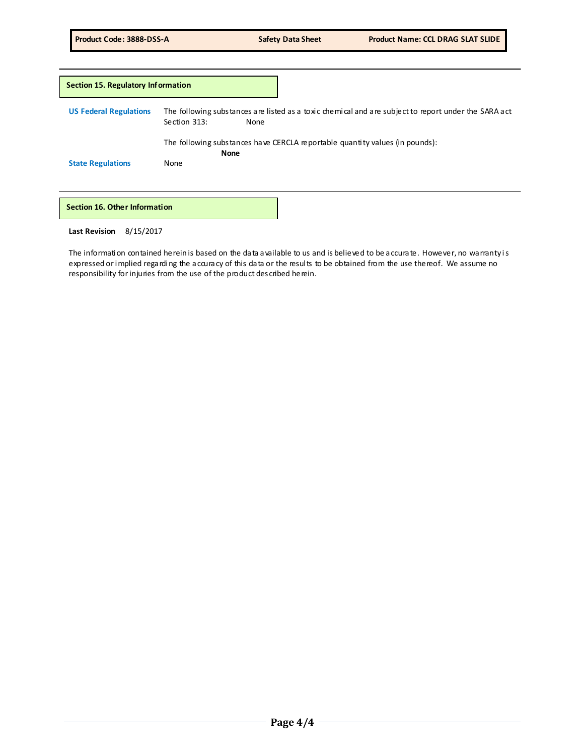## Section 15. Regulatory Information

**US Federal Regulations**

The following substances are listed as a toxic chemical and are subject to report under the SARA act Section 313: None

The following substances have CERCLA reportable quantity values (in pounds):

**None**

**State Regulations**

None

## Section 16. Other Information

**Last Revision** 8/15/2017

The information contained herein is based on the data available to us and is believed to be accurate. However, no warranty is expressed or implied regarding the accuracy of this data or the results to be obtained from the use thereof. We assume no responsibility for injuries from the use of the product described herein.